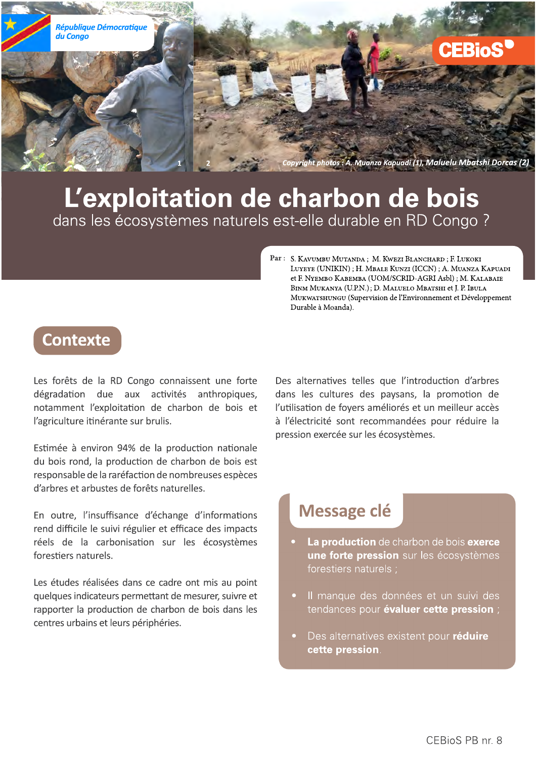République Démocratique du Congo

CEBioS

Copyright photos : A. Muanza Kapuadi (1), Maluelu Mbatshi Dorcas (2)

# L'exploitation de charbon de bois

## dans les écosystèmes naturels est-elle durable en RD Congo ?

Par : S. Kavumbu Mutanda ; M. Kwezi Blanchard ; F. Lukoki Luyeye (UNIKIN) ; H. Mbale Kunzi (ICCN) ; A. Muanza Kapuadi et F. Nyembo Kabemba (UOM/SCRID-AGRI Asbl) ; M. Kalabaie Binm Mukanya (U.P.N.) ; D. Maluelo Mbatshi et J. P. Ibula Mukwatshungu (Supervision de l'Environnement et Développement Durable à Moanda).

## Contexte

Les forêts de la RD Congo connaissent une forte dégradation due aux activités anthropiques, notamment l'exploitation de charbon de bois et l'agriculture itinérante sur brulis.

Estimée à environ 94% de la production nationale du bois rond, la production de charbon de bois est responsable de la raréfaction de nombreuses espèces d'arbres et arbustes de forêts naturelles.

En outre, l'insuffisance d'échange d'informations rend difficile le suivi régulier et efficace des impacts réels de la carbonisation sur les écosystèmes forestiers naturels.

Les études réalisées dans ce cadre ont mis au point quelques indicateurs permettant de mesurer, suivre et rapporter la production de charbon de bois dans les centres urbains et leurs périphéries.

Des alternatives telles que l'introduction d'arbres dans les cultures des paysans, la promotion de l'utilisation de foyers améliorés et un meilleur accès à l'électricité sont recommandées pour réduire la pression exercée sur les écosystèmes.

## Message clé

- **La production** de charbon de bois **exerce une forte pression** sur les écosystèmes forestiers naturels ;
- Il manque des données et un suivi des tendances pour **évaluer cette pression** ;
- Des alternatives existent pour **réduire cette pression**.

CEBioS PB nr. 8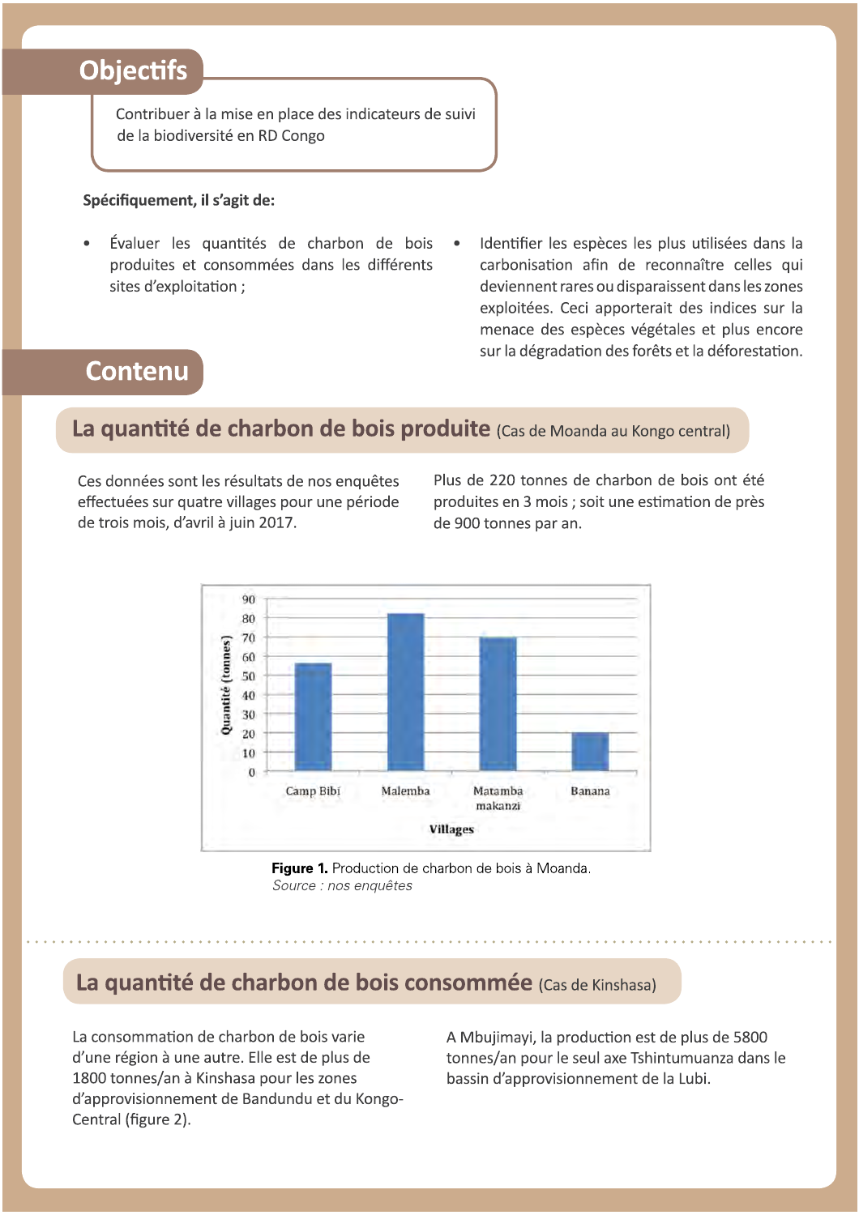## Objectifs

Contribuer à la mise en place des indicateurs de suivi de la biodiversité en RD Congo

**Spécifiquement, il s'agit de:**

- Évaluer les quantités de charbon de bois produites et consommées dans les différents sites d'exploitation ;
- Identifier les espèces les plus utilisées dans la carbonisation afin de reconnaître celles qui deviennent rares ou disparaissent dans les zones exploitées. Ceci apporterait des indices sur la menace des espèces végétales et plus encore sur la dégradation des forêts et la déforestation.

## Contenu

### La quantité de charbon de bois produite (Cas de Moanda au Kongo central)

Ces données sont les résultats de nos enquêtes effectuées sur quatre villages pour une période de trois mois, d'avril à juin 2017.

Plus de 220 tonnes de charbon de bois ont été produites en 3 mois ; soit une estimation de près de 900 tonnes par an.

**Figure 1.** Production de charbon de bois à Moanda.
*Source : nos enquêtes*

### La quantité de charbon de bois consommée (Cas de Kinshasa)

La consommation de charbon de bois varie d'une région à une autre. Elle est de plus de 1800 tonnes/an à Kinshasa pour les zones d'approvisionnement de Bandundu et du Kongo-Central (figure 2).

A Mbujimayi, la production est de plus de 5800 tonnes/an pour le seul axe Tshintumuanza dans le bassin d'approvisionnement de la Lubi.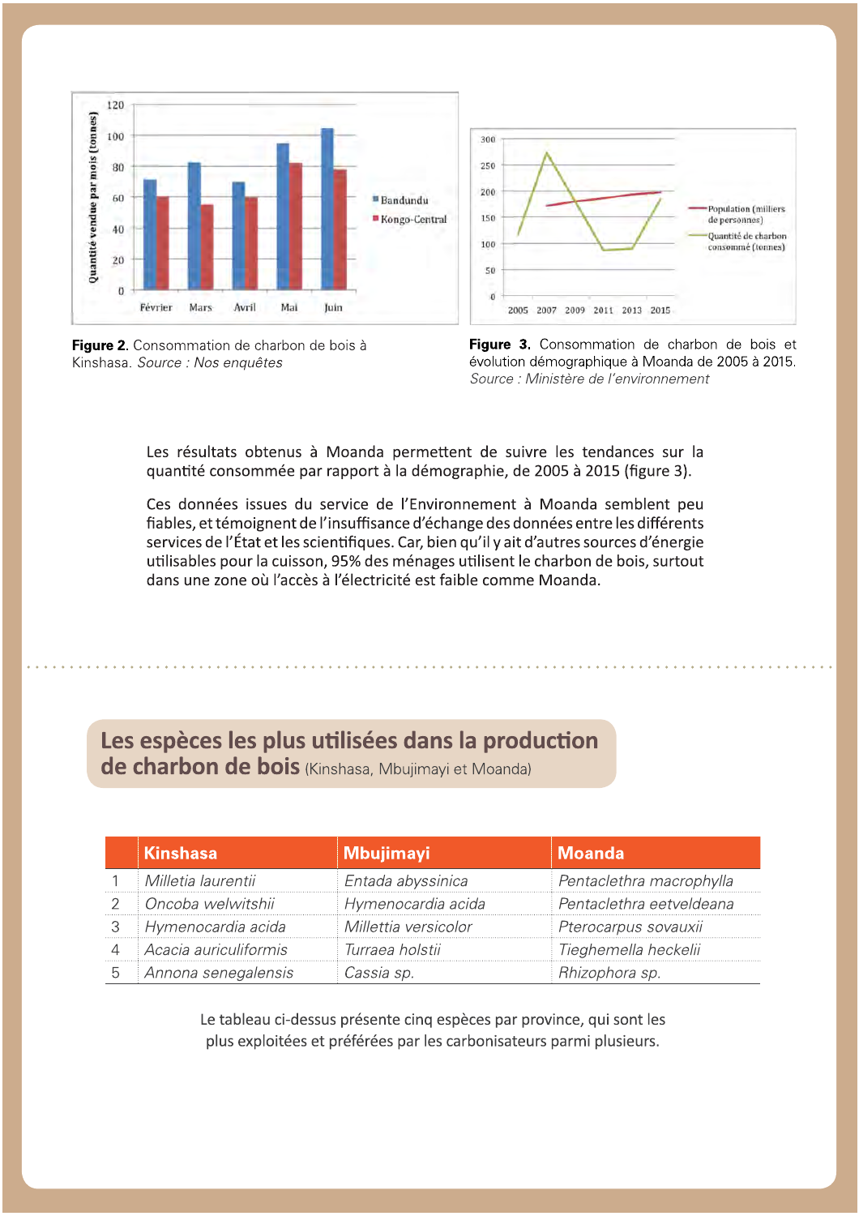Figure 2. Consommation de charbon de bois à Kinshasa. *Source : Nos enquêtes*

Figure 3. Consommation de charbon de bois et évolution démographique à Moanda de 2005 à 2015. *Source : Ministère de l'environnement*

Les résultats obtenus à Moanda permettent de suivre les tendances sur la quantité consommée par rapport à la démographie, de 2005 à 2015 (figure 3).

Ces données issues du service de l'Environnement à Moanda semblent peu fiables, et témoignent de l'insuffisance d'échange des données entre les différents services de l'État et les scientifiques. Car, bien qu'il y ait d'autres sources d'énergie utilisables pour la cuisson, 95% des ménages utilisent le charbon de bois, surtout dans une zone où l'accès à l'électricité est faible comme Moanda.

## Les espèces les plus utilisées dans la production de charbon de bois (Kinshasa, Mbujimayi et Moanda)

| | Kinshasa | Mbujimayi | Moanda |
|---|---|---|---|
| 1 | *Milletia laurentii* | *Entada abyssinica* | *Pentaclethra macrophylla* |
| 2 | *Oncoba welwitshii* | *Hymenocardia acida* | *Pentaclethra eetveldeana* |
| 3 | *Hymenocardia acida* | *Millettia versicolor* | *Pterocarpus sovauxii* |
| 4 | *Acacia auriculiformis* | *Turraea holstii* | *Tieghemella heckelii* |
| 5 | *Annona senegalensis* | *Cassia sp.* | *Rhizophora sp.* |

Le tableau ci-dessus présente cinq espèces par province, qui sont les plus exploitées et préférées par les carbonisateurs parmi plusieurs.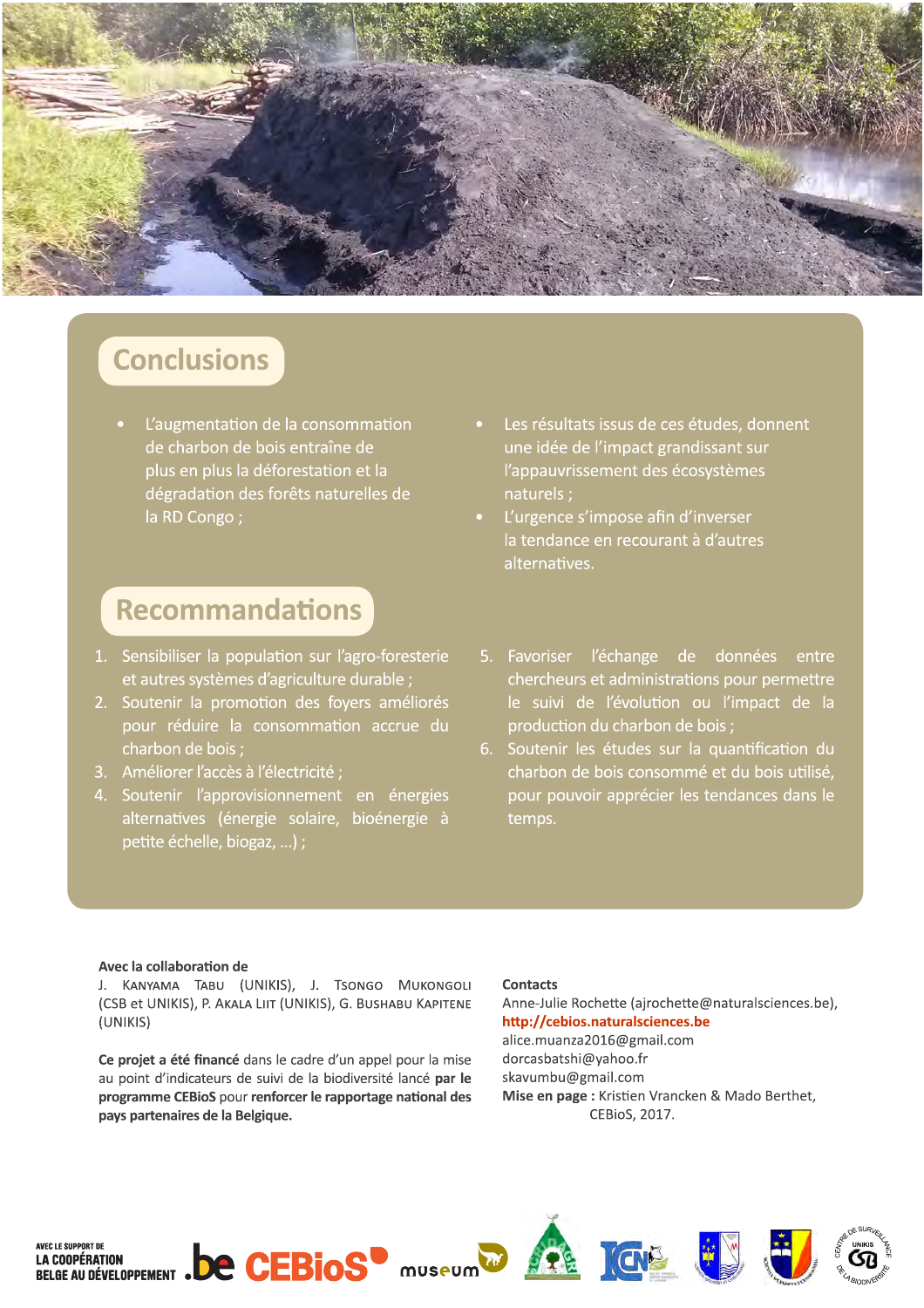## Conclusions

- L'augmentation de la consommation de charbon de bois entraîne de plus en plus la déforestation et la dégradation des forêts naturelles de la RD Congo ;
- Les résultats issus de ces études, donnent une idée de l'impact grandissant sur l'appauvrissement des écosystèmes naturels ;
- L'urgence s'impose afin d'inverser la tendance en recourant à d'autres alternatives.

## Recommandations

1. Sensibiliser la population sur l'agro-foresterie et autres systèmes d'agriculture durable ;
2. Soutenir la promotion des foyers améliorés pour réduire la consommation accrue du charbon de bois ;
3. Améliorer l'accès à l'électricité ;
4. Soutenir l'approvisionnement en énergies alternatives (énergie solaire, bioénergie à petite échelle, biogaz, ...) ;
5. Favoriser l'échange de données entre chercheurs et administrations pour permettre le suivi de l'évolution ou l'impact de la production du charbon de bois ;
6. Soutenir les études sur la quantification du charbon de bois consommé et du bois utilisé, pour pouvoir apprécier les tendances dans le temps.

**Avec la collaboration de**
J. Kanyama Tabu (UNIKIS), J. Tsongo Mukongoli (CSB et UNIKIS), P. Akala Liit (UNIKIS), G. Bushabu Kapitene (UNIKIS)

**Ce projet a été financé** dans le cadre d'un appel pour la mise au point d'indicateurs de suivi de la biodiversité lancé **par le programme CEBioS** pour **renforcer le rapportage national des pays partenaires de la Belgique.**

**Contacts**
Anne-Julie Rochette (ajrochette@naturalsciences.be),
http://cebios.naturalsciences.be
alice.muanza2016@gmail.com
dorcasbatshi@yahoo.fr
skavumbu@gmail.com
**Mise en page :** Kristien Vrancken & Mado Berthet, CEBioS, 2017.

AVEC LE SUPPORT DE LA COOPÉRATION BELGE AU DÉVELOPPEMENT .be CEBioS museum